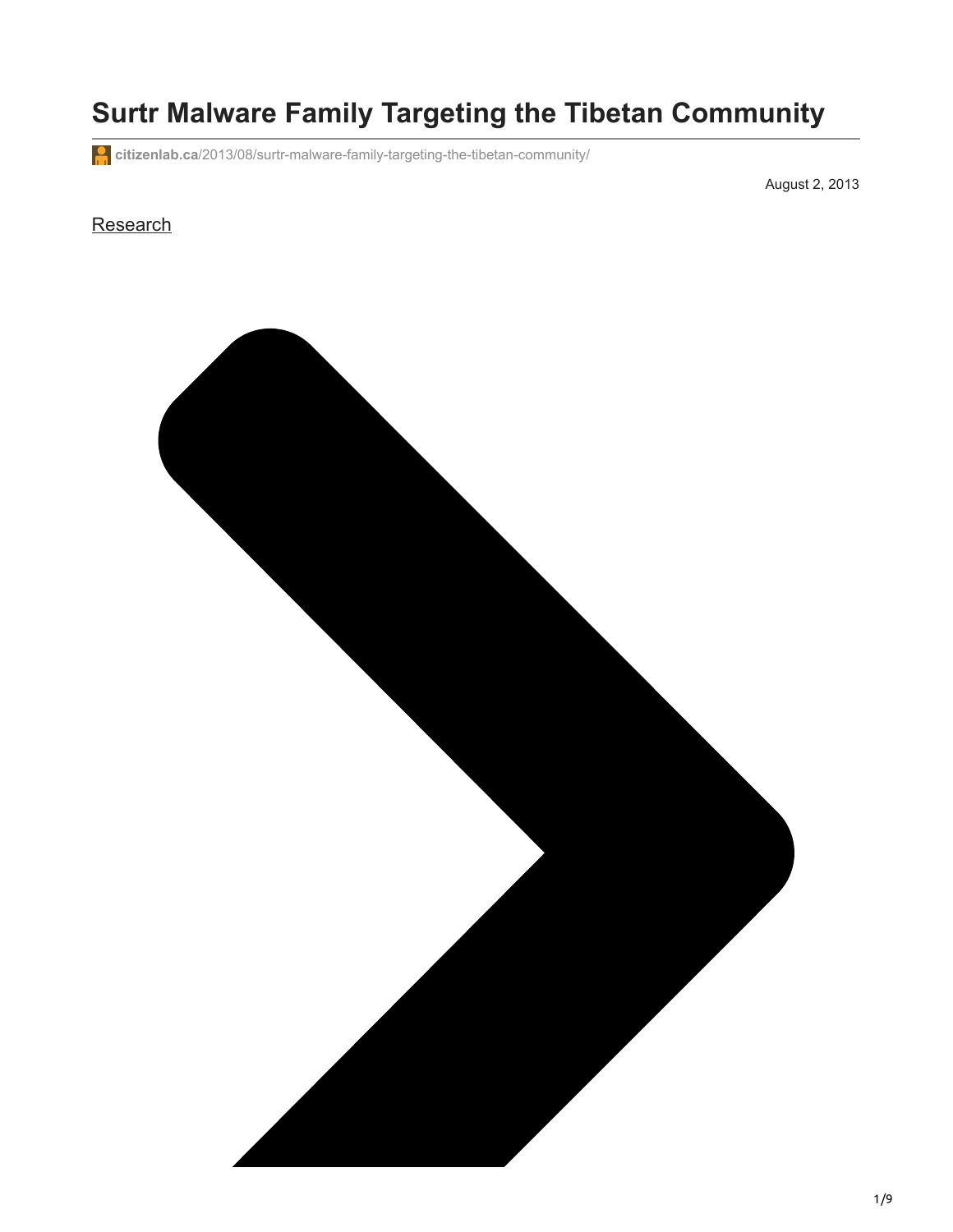# Surtr Malware Family Targeting the Tibetan Community

citizenlab.ca/2013/08/surtr-malware-family-targeting-the-tibetan-community/

August 2, 2013

Research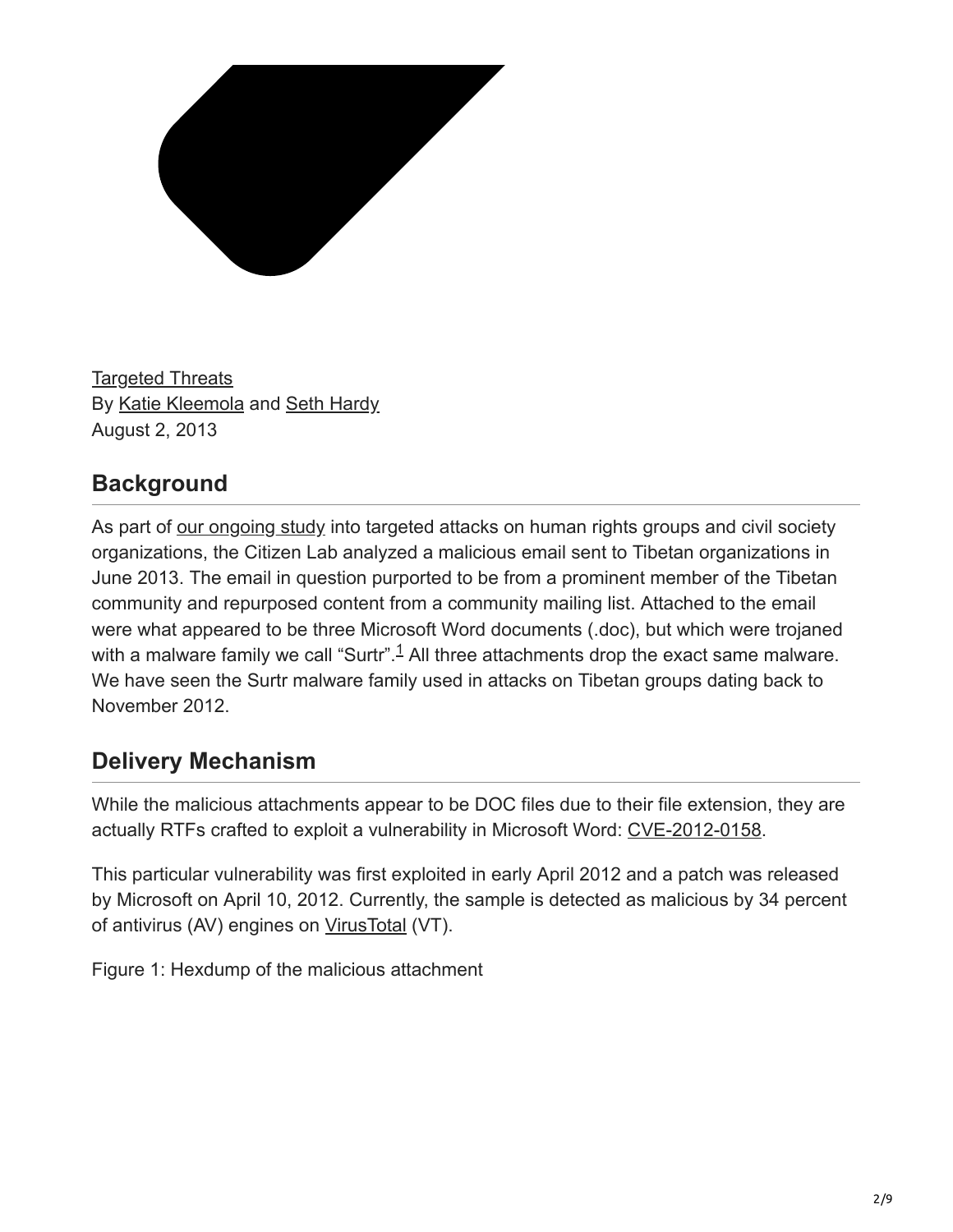Targeted Threats
By Katie Kleemola and Seth Hardy
August 2, 2013

## Background

As part of our ongoing study into targeted attacks on human rights groups and civil society organizations, the Citizen Lab analyzed a malicious email sent to Tibetan organizations in June 2013. The email in question purported to be from a prominent member of the Tibetan community and repurposed content from a community mailing list. Attached to the email were what appeared to be three Microsoft Word documents (.doc), but which were trojaned with a malware family we call “Surtr”.[1] All three attachments drop the exact same malware. We have seen the Surtr malware family used in attacks on Tibetan groups dating back to November 2012.

## Delivery Mechanism

While the malicious attachments appear to be DOC files due to their file extension, they are actually RTFs crafted to exploit a vulnerability in Microsoft Word: CVE-2012-0158.

This particular vulnerability was first exploited in early April 2012 and a patch was released by Microsoft on April 10, 2012. Currently, the sample is detected as malicious by 34 percent of antivirus (AV) engines on VirusTotal (VT).

Figure 1: Hexdump of the malicious attachment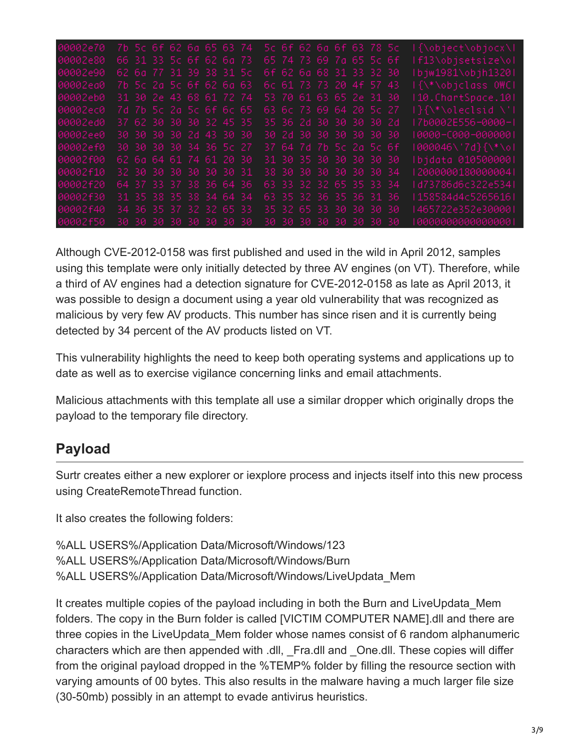```
00002e70  7b 5c 6f 62 6a 65 63 74  5c 6f 62 6a 6f 63 78 5c  |{\object\objocx\|
00002e80  66 31 33 5c 6f 62 6a 73  65 74 73 69 7a 65 5c 6f  |f13\objsetsize\o|
00002e90  62 6a 77 31 39 38 31 5c  6f 62 6a 68 31 33 32 30  |bjw1981\objh1320|
00002ea0  7b 5c 2a 5c 6f 62 6a 63  6c 61 73 73 20 4f 57 43  |{\*\objclass OWC|
00002eb0  31 30 2e 43 68 61 72 74  53 70 61 63 65 2e 31 30  |10.ChartSpace.10|
00002ec0  7d 7b 5c 2a 5c 6f 6c 65  63 6c 73 69 64 20 5c 27  |}{\*\oleclsid \'|
00002ed0  37 62 30 30 30 32 45 35  35 36 2d 30 30 30 30 2d  |7b0002E556-0000-|
00002ee0  30 30 30 30 2d 43 30 30  30 2d 30 30 30 30 30 30  |0000-C000-000000|
00002ef0  30 30 30 30 34 36 5c 27  37 64 7d 7b 5c 2a 5c 6f  |000046\'7d}{\*\o|
00002f00  62 6a 64 61 74 61 20 30  31 30 35 30 30 30 30 30  |bjdata 010500000|
00002f10  32 30 30 30 30 30 30 31  38 30 30 30 30 30 30 34  |2000000180000004|
00002f20  64 37 33 37 38 36 64 36  63 33 32 32 65 35 33 34  |d73786d6c322e534|
00002f30  31 35 38 35 38 34 64 34  63 35 32 36 35 36 31 36  |158584d4c5265616|
00002f40  34 36 35 37 32 32 65 33  35 32 65 33 30 30 30 30  |465722e352e30000|
00002f50  30 30 30 30 30 30 30 30  30 30 30 30 30 30 30 30  |0000000000000000|
```

Although CVE-2012-0158 was first published and used in the wild in April 2012, samples using this template were only initially detected by three AV engines (on VT). Therefore, while a third of AV engines had a detection signature for CVE-2012-0158 as late as April 2013, it was possible to design a document using a year old vulnerability that was recognized as malicious by very few AV products. This number has since risen and it is currently being detected by 34 percent of the AV products listed on VT.

This vulnerability highlights the need to keep both operating systems and applications up to date as well as to exercise vigilance concerning links and email attachments.

Malicious attachments with this template all use a similar dropper which originally drops the payload to the temporary file directory.

## Payload

Surtr creates either a new explorer or iexplore process and injects itself into this new process using CreateRemoteThread function.

It also creates the following folders:

%ALL USERS%/Application Data/Microsoft/Windows/123
%ALL USERS%/Application Data/Microsoft/Windows/Burn
%ALL USERS%/Application Data/Microsoft/Windows/LiveUpdata_Mem

It creates multiple copies of the payload including in both the Burn and LiveUpdata_Mem folders. The copy in the Burn folder is called [VICTIM COMPUTER NAME].dll and there are three copies in the LiveUpdata_Mem folder whose names consist of 6 random alphanumeric characters which are then appended with .dll, _Fra.dll and _One.dll. These copies will differ from the original payload dropped in the %TEMP% folder by filling the resource section with varying amounts of 00 bytes. This also results in the malware having a much larger file size (30-50mb) possibly in an attempt to evade antivirus heuristics.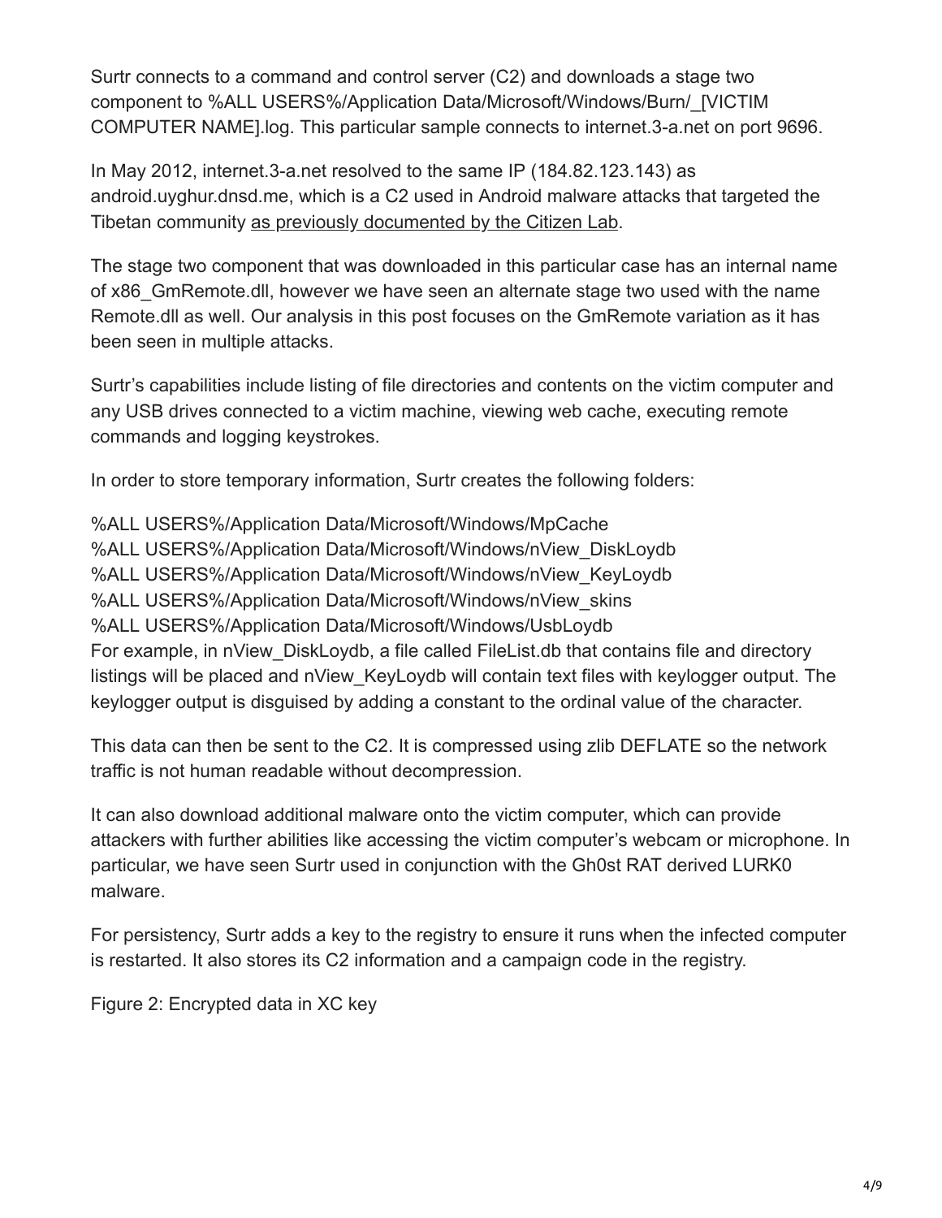Surtr connects to a command and control server (C2) and downloads a stage two component to %ALL USERS%/Application Data/Microsoft/Windows/Burn/_[VICTIM COMPUTER NAME].log. This particular sample connects to internet.3-a.net on port 9696.

In May 2012, internet.3-a.net resolved to the same IP (184.82.123.143) as android.uyghur.dnsd.me, which is a C2 used in Android malware attacks that targeted the Tibetan community as previously documented by the Citizen Lab.

The stage two component that was downloaded in this particular case has an internal name of x86_GmRemote.dll, however we have seen an alternate stage two used with the name Remote.dll as well. Our analysis in this post focuses on the GmRemote variation as it has been seen in multiple attacks.

Surtr's capabilities include listing of file directories and contents on the victim computer and any USB drives connected to a victim machine, viewing web cache, executing remote commands and logging keystrokes.

In order to store temporary information, Surtr creates the following folders:

%ALL USERS%/Application Data/Microsoft/Windows/MpCache
%ALL USERS%/Application Data/Microsoft/Windows/nView_DiskLoydb
%ALL USERS%/Application Data/Microsoft/Windows/nView_KeyLoydb
%ALL USERS%/Application Data/Microsoft/Windows/nView_skins
%ALL USERS%/Application Data/Microsoft/Windows/UsbLoydb
For example, in nView_DiskLoydb, a file called FileList.db that contains file and directory listings will be placed and nView_KeyLoydb will contain text files with keylogger output. The keylogger output is disguised by adding a constant to the ordinal value of the character.

This data can then be sent to the C2. It is compressed using zlib DEFLATE so the network traffic is not human readable without decompression.

It can also download additional malware onto the victim computer, which can provide attackers with further abilities like accessing the victim computer's webcam or microphone. In particular, we have seen Surtr used in conjunction with the Gh0st RAT derived LURK0 malware.

For persistency, Surtr adds a key to the registry to ensure it runs when the infected computer is restarted. It also stores its C2 information and a campaign code in the registry.

Figure 2: Encrypted data in XC key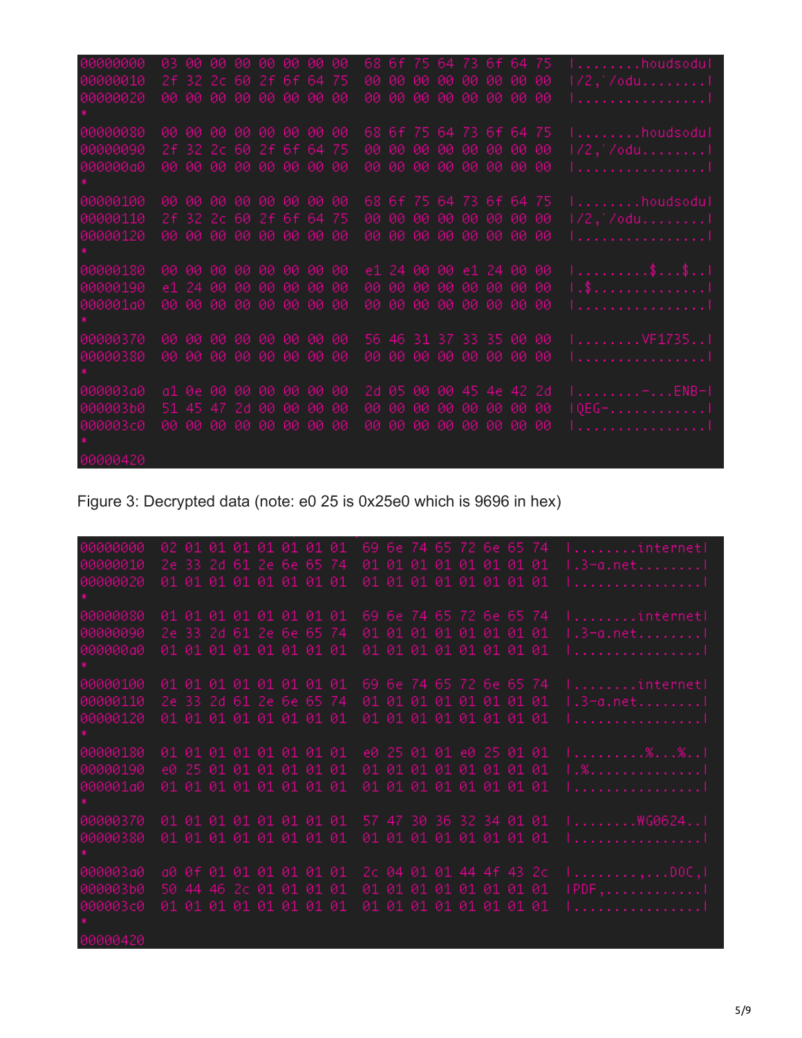```
00000000  03 00 00 00 00 00 00 00  68 6f 75 64 73 6f 64 75  |........houdsodu|
00000010  2f 32 2c 60 2f 6f 64 75  00 00 00 00 00 00 00 00  |/2,`/odu........|
00000020  00 00 00 00 00 00 00 00  00 00 00 00 00 00 00 00  |................|
*
00000080  00 00 00 00 00 00 00 00  68 6f 75 64 73 6f 64 75  |........houdsodu|
00000090  2f 32 2c 60 2f 6f 64 75  00 00 00 00 00 00 00 00  |/2,`/odu........|
000000a0  00 00 00 00 00 00 00 00  00 00 00 00 00 00 00 00  |................|
*
00000100  00 00 00 00 00 00 00 00  68 6f 75 64 73 6f 64 75  |........houdsodu|
00000110  2f 32 2c 60 2f 6f 64 75  00 00 00 00 00 00 00 00  |/2,`/odu........|
00000120  00 00 00 00 00 00 00 00  00 00 00 00 00 00 00 00  |................|
*
00000180  00 00 00 00 00 00 00 00  e1 24 00 00 e1 24 00 00  |.........$...$..|
00000190  e1 24 00 00 00 00 00 00  00 00 00 00 00 00 00 00  |.$..............|
000001a0  00 00 00 00 00 00 00 00  00 00 00 00 00 00 00 00  |................|
*
00000370  00 00 00 00 00 00 00 00  56 46 31 37 33 35 00 00  |........VF1735..|
00000380  00 00 00 00 00 00 00 00  00 00 00 00 00 00 00 00  |................|
*
000003a0  a1 0e 00 00 00 00 00 00  2d 05 00 00 45 4e 42 2d  |........-...ENB-|
000003b0  51 45 47 2d 00 00 00 00  00 00 00 00 00 00 00 00  |QEG-............|
000003c0  00 00 00 00 00 00 00 00  00 00 00 00 00 00 00 00  |................|
*
00000420
```

Figure 3: Decrypted data (note: e0 25 is 0x25e0 which is 9696 in hex)

```
00000000  02 01 01 01 01 01 01 01  69 6e 74 65 72 6e 65 74  |........internet|
00000010  2e 33 2d 61 2e 6e 65 74  01 01 01 01 01 01 01 01  |.3-a.net........|
00000020  01 01 01 01 01 01 01 01  01 01 01 01 01 01 01 01  |................|
*
00000080  01 01 01 01 01 01 01 01  69 6e 74 65 72 6e 65 74  |........internet|
00000090  2e 33 2d 61 2e 6e 65 74  01 01 01 01 01 01 01 01  |.3-a.net........|
000000a0  01 01 01 01 01 01 01 01  01 01 01 01 01 01 01 01  |................|
*
00000100  01 01 01 01 01 01 01 01  69 6e 74 65 72 6e 65 74  |........internet|
00000110  2e 33 2d 61 2e 6e 65 74  01 01 01 01 01 01 01 01  |.3-a.net........|
00000120  01 01 01 01 01 01 01 01  01 01 01 01 01 01 01 01  |................|
*
00000180  01 01 01 01 01 01 01 01  e0 25 01 01 e0 25 01 01  |.........%...%..|
00000190  e0 25 01 01 01 01 01 01  01 01 01 01 01 01 01 01  |.%..............|
000001a0  01 01 01 01 01 01 01 01  01 01 01 01 01 01 01 01  |................|
*
00000370  01 01 01 01 01 01 01 01  57 47 30 36 32 34 01 01  |........WG0624..|
00000380  01 01 01 01 01 01 01 01  01 01 01 01 01 01 01 01  |................|
*
000003a0  a0 0f 01 01 01 01 01 01  2c 04 01 01 44 4f 43 2c  |........,...DOC,|
000003b0  50 44 46 2c 01 01 01 01  01 01 01 01 01 01 01 01  |PDF,............|
000003c0  01 01 01 01 01 01 01 01  01 01 01 01 01 01 01 01  |................|
*
00000420
```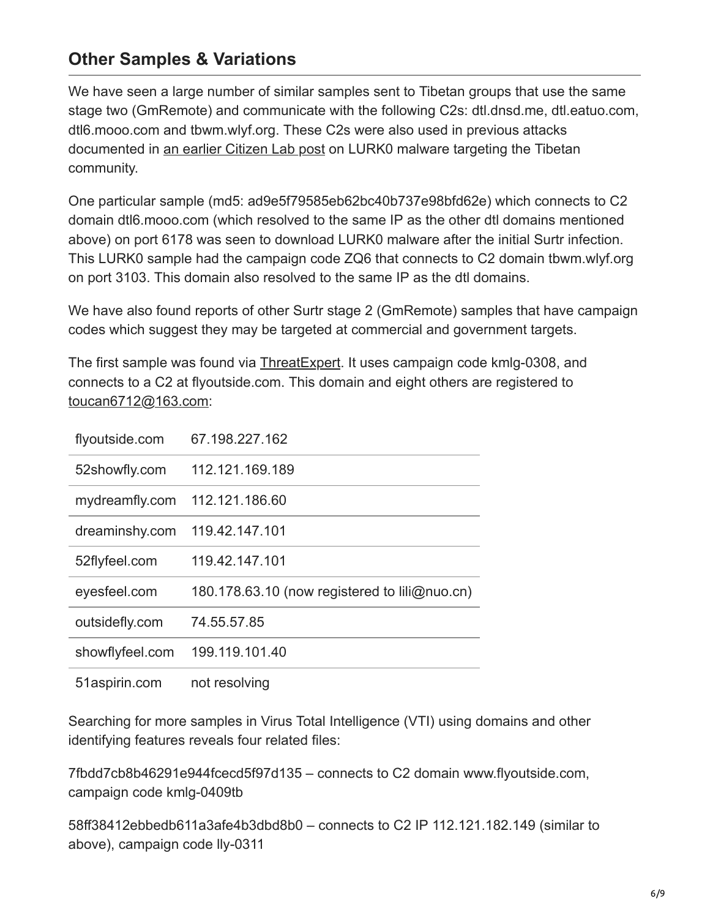## Other Samples & Variations

We have seen a large number of similar samples sent to Tibetan groups that use the same stage two (GmRemote) and communicate with the following C2s: dtl.dnsd.me, dtl.eatuo.com, dtl6.mooo.com and tbwm.wlyf.org. These C2s were also used in previous attacks documented in [an earlier Citizen Lab post]() on LURK0 malware targeting the Tibetan community.

One particular sample (md5: ad9e5f79585eb62bc40b737e98bfd62e) which connects to C2 domain dtl6.mooo.com (which resolved to the same IP as the other dtl domains mentioned above) on port 6178 was seen to download LURK0 malware after the initial Surtr infection. This LURK0 sample had the campaign code ZQ6 that connects to C2 domain tbwm.wlyf.org on port 3103. This domain also resolved to the same IP as the dtl domains.

We have also found reports of other Surtr stage 2 (GmRemote) samples that have campaign codes which suggest they may be targeted at commercial and government targets.

The first sample was found via [ThreatExpert](). It uses campaign code kmlg-0308, and connects to a C2 at flyoutside.com. This domain and eight others are registered to [toucan6712@163.com]():

| | |
|---|---|
| flyoutside.com | 67.198.227.162 |
| 52showfly.com | 112.121.169.189 |
| mydreamfly.com | 112.121.186.60 |
| dreaminshy.com | 119.42.147.101 |
| 52flyfeel.com | 119.42.147.101 |
| eyesfeel.com | 180.178.63.10 (now registered to lili@nuo.cn) |
| outsidefly.com | 74.55.57.85 |
| showflyfeel.com | 199.119.101.40 |
| 51aspirin.com | not resolving |

Searching for more samples in Virus Total Intelligence (VTI) using domains and other identifying features reveals four related files:

7fbdd7cb8b46291e944fcecd5f97d135 – connects to C2 domain www.flyoutside.com, campaign code kmlg-0409tb

58ff38412ebbedb611a3afe4b3dbd8b0 – connects to C2 IP 112.121.182.149 (similar to above), campaign code lly-0311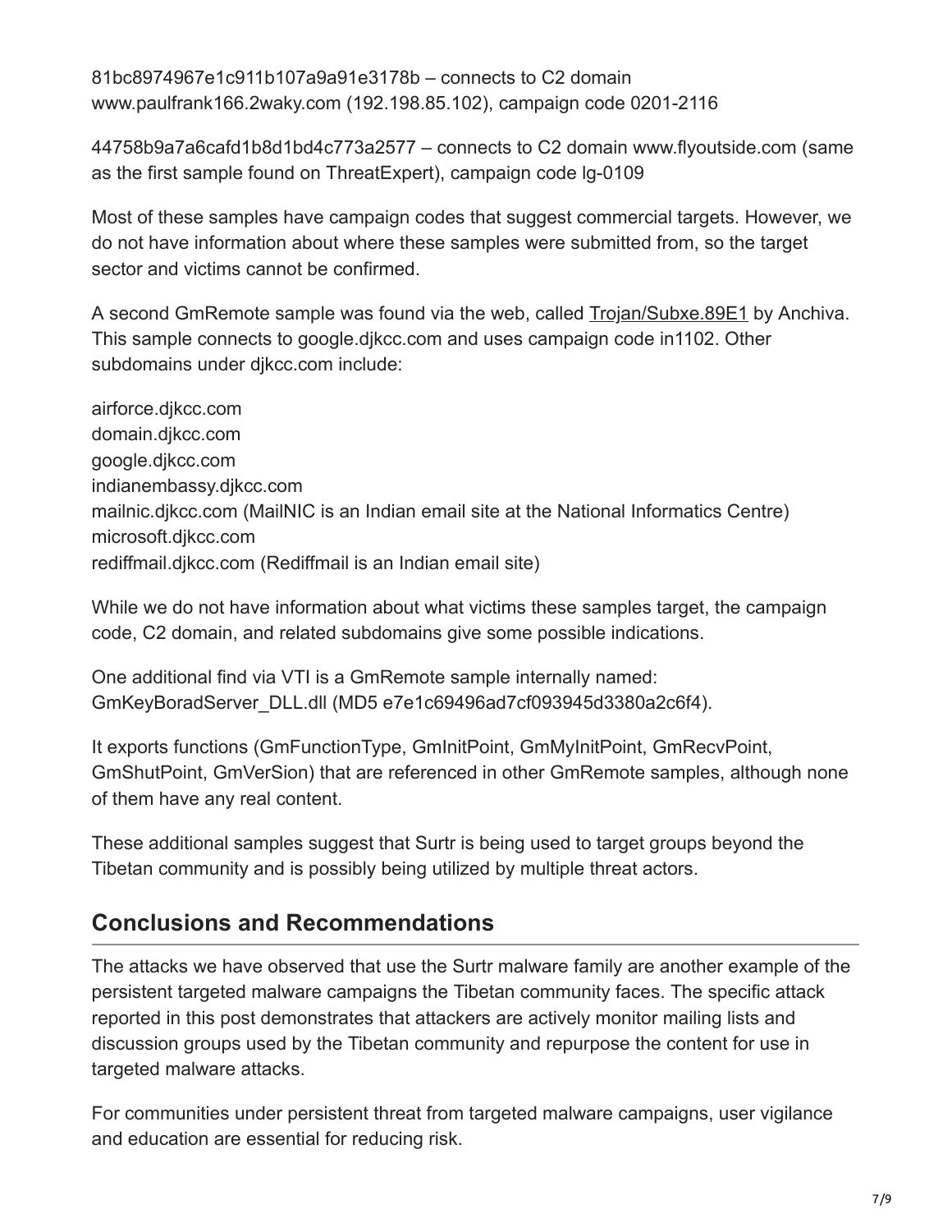81bc8974967e1c911b107a9a91e3178b – connects to C2 domain www.paulfrank166.2waky.com (192.198.85.102), campaign code 0201-2116

44758b9a7a6cafd1b8d1bd4c773a2577 – connects to C2 domain www.flyoutside.com (same as the first sample found on ThreatExpert), campaign code lg-0109

Most of these samples have campaign codes that suggest commercial targets. However, we do not have information about where these samples were submitted from, so the target sector and victims cannot be confirmed.

A second GmRemote sample was found via the web, called Trojan/Subxe.89E1 by Anchiva. This sample connects to google.djkcc.com and uses campaign code in1102. Other subdomains under djkcc.com include:

airforce.djkcc.com
domain.djkcc.com
google.djkcc.com
indianembassy.djkcc.com
mailnic.djkcc.com (MailNIC is an Indian email site at the National Informatics Centre)
microsoft.djkcc.com
rediffmail.djkcc.com (Rediffmail is an Indian email site)

While we do not have information about what victims these samples target, the campaign code, C2 domain, and related subdomains give some possible indications.

One additional find via VTI is a GmRemote sample internally named: GmKeyBoradServer_DLL.dll (MD5 e7e1c69496ad7cf093945d3380a2c6f4).

It exports functions (GmFunctionType, GmInitPoint, GmMyInitPoint, GmRecvPoint, GmShutPoint, GmVerSion) that are referenced in other GmRemote samples, although none of them have any real content.

These additional samples suggest that Surtr is being used to target groups beyond the Tibetan community and is possibly being utilized by multiple threat actors.

## Conclusions and Recommendations

The attacks we have observed that use the Surtr malware family are another example of the persistent targeted malware campaigns the Tibetan community faces. The specific attack reported in this post demonstrates that attackers are actively monitor mailing lists and discussion groups used by the Tibetan community and repurpose the content for use in targeted malware attacks.

For communities under persistent threat from targeted malware campaigns, user vigilance and education are essential for reducing risk.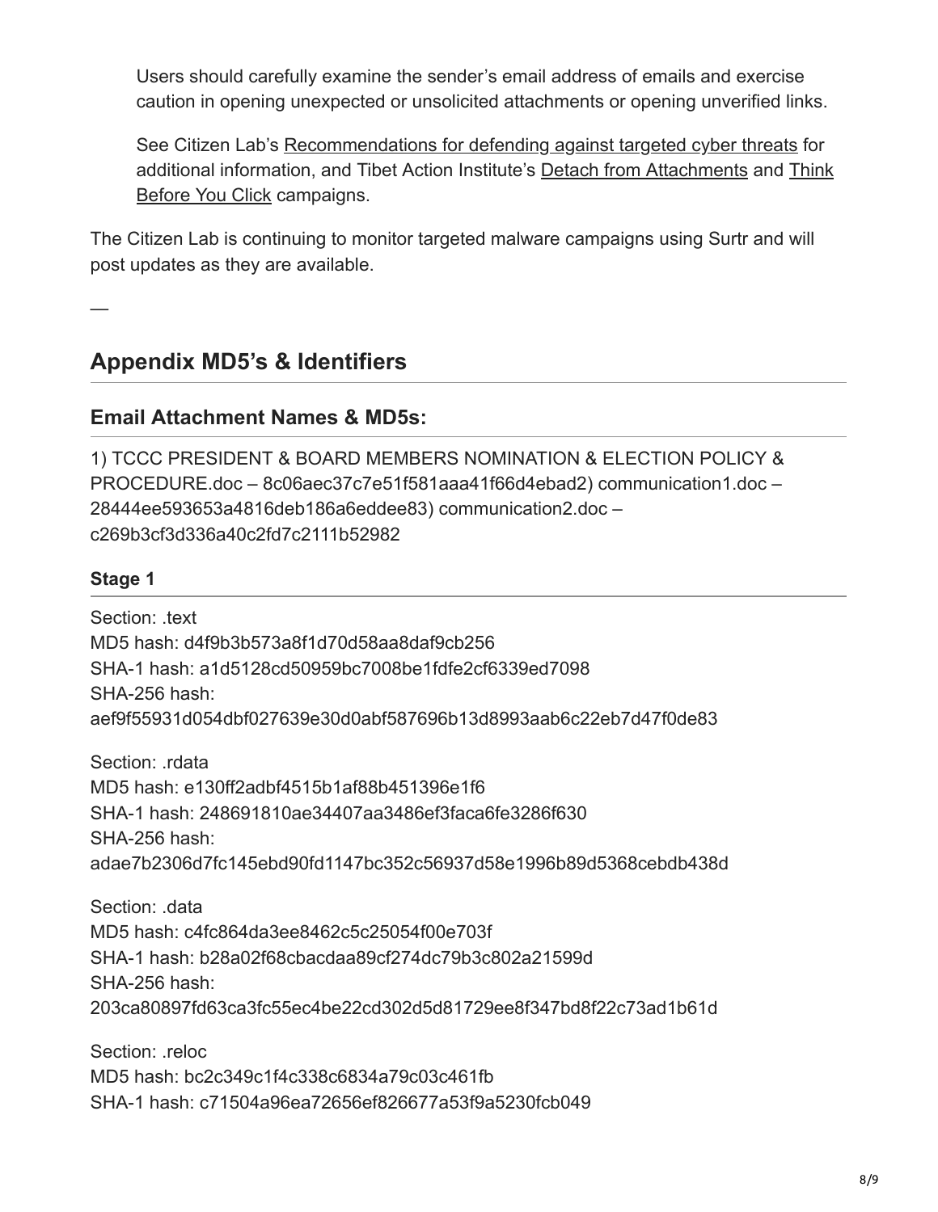Users should carefully examine the sender's email address of emails and exercise caution in opening unexpected or unsolicited attachments or opening unverified links.

See Citizen Lab's Recommendations for defending against targeted cyber threats for additional information, and Tibet Action Institute's Detach from Attachments and Think Before You Click campaigns.

The Citizen Lab is continuing to monitor targeted malware campaigns using Surtr and will post updates as they are available.

—

## Appendix MD5's & Identifiers

### Email Attachment Names & MD5s:

1) TCCC PRESIDENT & BOARD MEMBERS NOMINATION & ELECTION POLICY & PROCEDURE.doc – 8c06aec37c7e51f581aaa41f66d4ebad2) communication1.doc – 28444ee593653a4816deb186a6eddee83) communication2.doc – c269b3cf3d336a40c2fd7c2111b52982

#### Stage 1

Section: .text
MD5 hash: d4f9b3b573a8f1d70d58aa8daf9cb256
SHA-1 hash: a1d5128cd50959bc7008be1fdfe2cf6339ed7098
SHA-256 hash:
aef9f55931d054dbf027639e30d0abf587696b13d8993aab6c22eb7d47f0de83

Section: .rdata
MD5 hash: e130ff2adbf4515b1af88b451396e1f6
SHA-1 hash: 248691810ae34407aa3486ef3faca6fe3286f630
SHA-256 hash:
adae7b2306d7fc145ebd90fd1147bc352c56937d58e1996b89d5368cebdb438d

Section: .data
MD5 hash: c4fc864da3ee8462c5c25054f00e703f
SHA-1 hash: b28a02f68cbacdaa89cf274dc79b3c802a21599d
SHA-256 hash:
203ca80897fd63ca3fc55ec4be22cd302d5d81729ee8f347bd8f22c73ad1b61d

Section: .reloc
MD5 hash: bc2c349c1f4c338c6834a79c03c461fb
SHA-1 hash: c71504a96ea72656ef826677a53f9a5230fcb049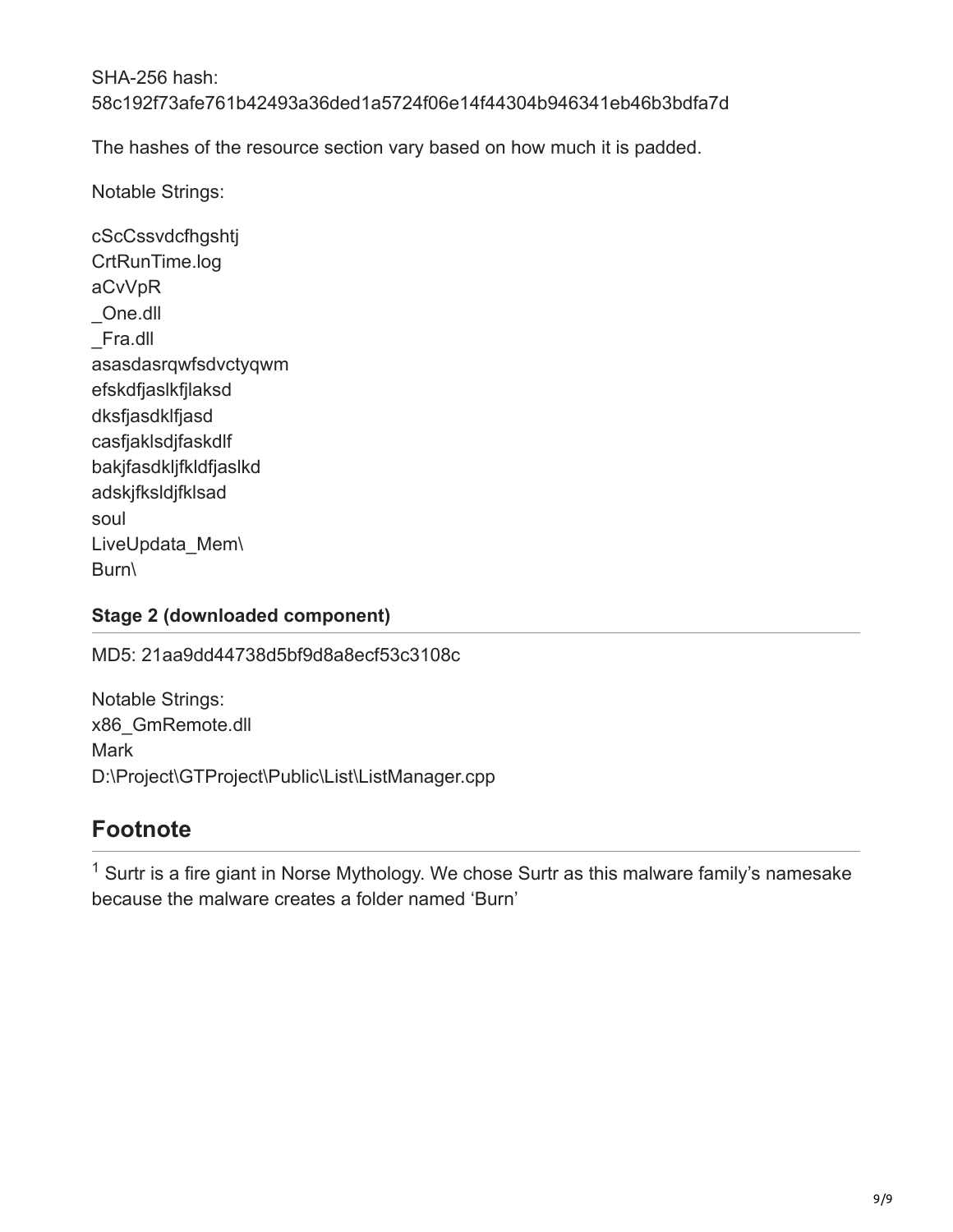SHA-256 hash:
58c192f73afe761b42493a36ded1a5724f06e14f44304b946341eb46b3bdfa7d

The hashes of the resource section vary based on how much it is padded.

Notable Strings:

cScCssvdcfhgshtj
CrtRunTime.log
aCvVpR
_One.dll
_Fra.dll
asasdasrqwfsdvctyqwm
efskdfjaslkfjlaksd
dksfjasdklfjasd
casfjaklsdjfaskdlf
bakjfasdkljfkldfjaslkd
adskjfksldjfklsad
soul
LiveUpdata_Mem\
Burn\

### Stage 2 (downloaded component)

MD5: 21aa9dd44738d5bf9d8a8ecf53c3108c

Notable Strings:
x86_GmRemote.dll
Mark
D:\Project\GTProject\Public\List\ListManager.cpp

## Footnote

[1] Surtr is a fire giant in Norse Mythology. We chose Surtr as this malware family's namesake because the malware creates a folder named 'Burn'